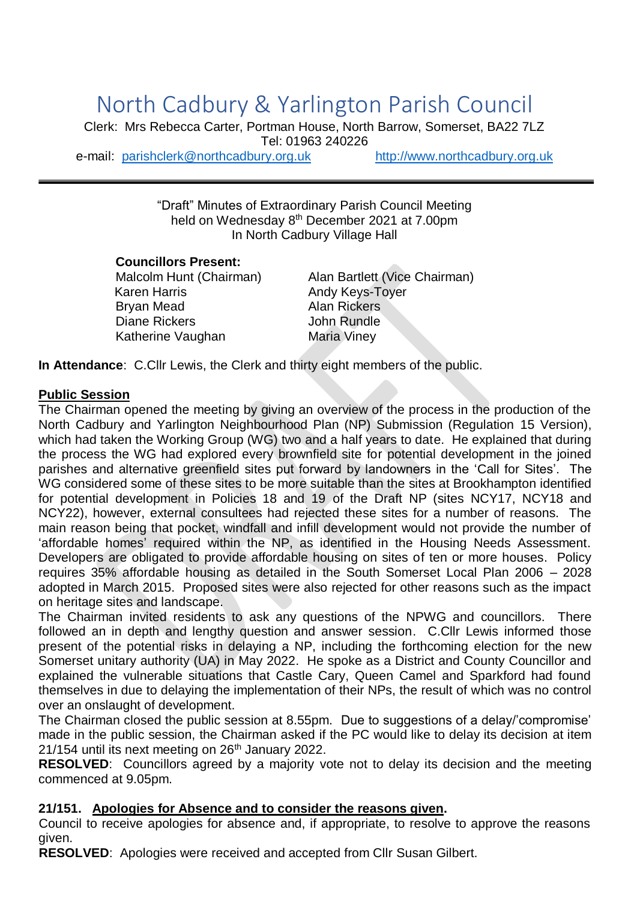# North Cadbury & Yarlington Parish Council

Clerk: Mrs Rebecca Carter, Portman House, North Barrow, Somerset, BA22 7LZ
Tel: 01963 240226
e-mail: parishclerk@northcadbury.org.uk http://www.northcadbury.org.uk

---

"Draft" Minutes of Extraordinary Parish Council Meeting
held on Wednesday 8th December 2021 at 7.00pm
In North Cadbury Village Hall

**Councillors Present:**

| | |
|---|---|
| Malcolm Hunt (Chairman) | Alan Bartlett (Vice Chairman) |
| Karen Harris | Andy Keys-Toyer |
| Bryan Mead | Alan Rickers |
| Diane Rickers | John Rundle |
| Katherine Vaughan | Maria Viney |

**In Attendance**: C.Cllr Lewis, the Clerk and thirty eight members of the public.

**Public Session**

The Chairman opened the meeting by giving an overview of the process in the production of the North Cadbury and Yarlington Neighbourhood Plan (NP) Submission (Regulation 15 Version), which had taken the Working Group (WG) two and a half years to date. He explained that during the process the WG had explored every brownfield site for potential development in the joined parishes and alternative greenfield sites put forward by landowners in the 'Call for Sites'. The WG considered some of these sites to be more suitable than the sites at Brookhampton identified for potential development in Policies 18 and 19 of the Draft NP (sites NCY17, NCY18 and NCY22), however, external consultees had rejected these sites for a number of reasons. The main reason being that pocket, windfall and infill development would not provide the number of 'affordable homes' required within the NP, as identified in the Housing Needs Assessment. Developers are obligated to provide affordable housing on sites of ten or more houses. Policy requires 35% affordable housing as detailed in the South Somerset Local Plan 2006 – 2028 adopted in March 2015. Proposed sites were also rejected for other reasons such as the impact on heritage sites and landscape.

The Chairman invited residents to ask any questions of the NPWG and councillors. There followed an in depth and lengthy question and answer session. C.Cllr Lewis informed those present of the potential risks in delaying a NP, including the forthcoming election for the new Somerset unitary authority (UA) in May 2022. He spoke as a District and County Councillor and explained the vulnerable situations that Castle Cary, Queen Camel and Sparkford had found themselves in due to delaying the implementation of their NPs, the result of which was no control over an onslaught of development.

The Chairman closed the public session at 8.55pm. Due to suggestions of a delay/'compromise' made in the public session, the Chairman asked if the PC would like to delay its decision at item 21/154 until its next meeting on 26th January 2022.

**RESOLVED**: Councillors agreed by a majority vote not to delay its decision and the meeting commenced at 9.05pm.

**21/151. Apologies for Absence and to consider the reasons given.**

Council to receive apologies for absence and, if appropriate, to resolve to approve the reasons given.

**RESOLVED**: Apologies were received and accepted from Cllr Susan Gilbert.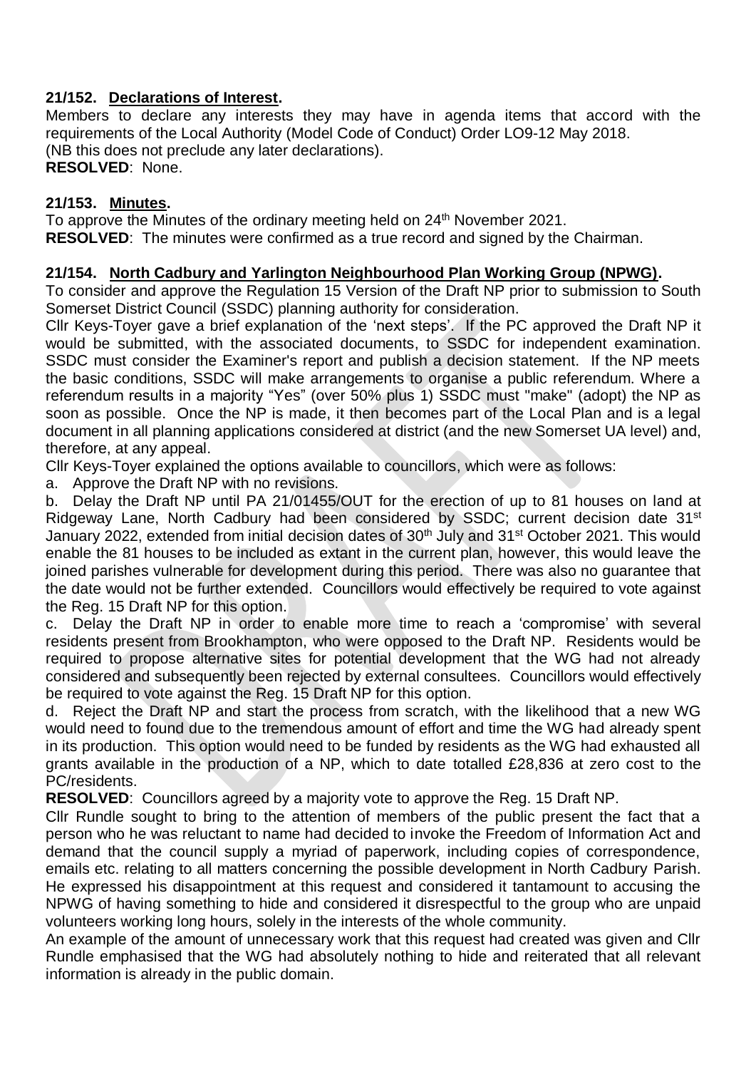**21/152. Declarations of Interest.**

Members to declare any interests they may have in agenda items that accord with the requirements of the Local Authority (Model Code of Conduct) Order LO9-12 May 2018.
(NB this does not preclude any later declarations).
**RESOLVED**: None.

**21/153. Minutes.**

To approve the Minutes of the ordinary meeting held on 24th November 2021.
**RESOLVED**: The minutes were confirmed as a true record and signed by the Chairman.

**21/154. North Cadbury and Yarlington Neighbourhood Plan Working Group (NPWG).**

To consider and approve the Regulation 15 Version of the Draft NP prior to submission to South Somerset District Council (SSDC) planning authority for consideration.

Cllr Keys-Toyer gave a brief explanation of the 'next steps'. If the PC approved the Draft NP it would be submitted, with the associated documents, to SSDC for independent examination. SSDC must consider the Examiner's report and publish a decision statement. If the NP meets the basic conditions, SSDC will make arrangements to organise a public referendum. Where a referendum results in a majority "Yes" (over 50% plus 1) SSDC must "make" (adopt) the NP as soon as possible. Once the NP is made, it then becomes part of the Local Plan and is a legal document in all planning applications considered at district (and the new Somerset UA level) and, therefore, at any appeal.

Cllr Keys-Toyer explained the options available to councillors, which were as follows:

a. Approve the Draft NP with no revisions.

b. Delay the Draft NP until PA 21/01455/OUT for the erection of up to 81 houses on land at Ridgeway Lane, North Cadbury had been considered by SSDC; current decision date 31st January 2022, extended from initial decision dates of 30th July and 31st October 2021. This would enable the 81 houses to be included as extant in the current plan, however, this would leave the joined parishes vulnerable for development during this period. There was also no guarantee that the date would not be further extended. Councillors would effectively be required to vote against the Reg. 15 Draft NP for this option.

c. Delay the Draft NP in order to enable more time to reach a 'compromise' with several residents present from Brookhampton, who were opposed to the Draft NP. Residents would be required to propose alternative sites for potential development that the WG had not already considered and subsequently been rejected by external consultees. Councillors would effectively be required to vote against the Reg. 15 Draft NP for this option.

d. Reject the Draft NP and start the process from scratch, with the likelihood that a new WG would need to found due to the tremendous amount of effort and time the WG had already spent in its production. This option would need to be funded by residents as the WG had exhausted all grants available in the production of a NP, which to date totalled £28,836 at zero cost to the PC/residents.

**RESOLVED**: Councillors agreed by a majority vote to approve the Reg. 15 Draft NP.

Cllr Rundle sought to bring to the attention of members of the public present the fact that a person who he was reluctant to name had decided to invoke the Freedom of Information Act and demand that the council supply a myriad of paperwork, including copies of correspondence, emails etc. relating to all matters concerning the possible development in North Cadbury Parish. He expressed his disappointment at this request and considered it tantamount to accusing the NPWG of having something to hide and considered it disrespectful to the group who are unpaid volunteers working long hours, solely in the interests of the whole community.

An example of the amount of unnecessary work that this request had created was given and Cllr Rundle emphasised that the WG had absolutely nothing to hide and reiterated that all relevant information is already in the public domain.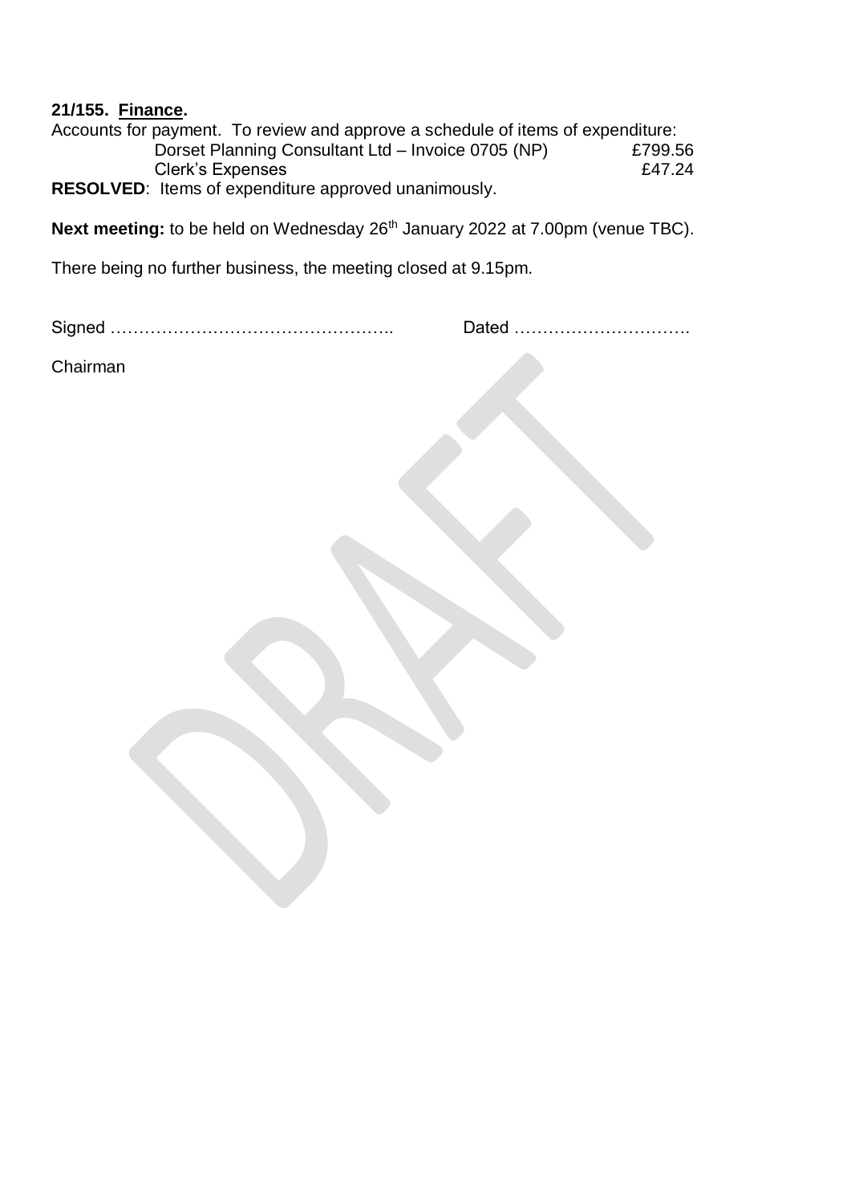**21/155. Finance.**

Accounts for payment. To review and approve a schedule of items of expenditure:

| | |
|---|---|
| Dorset Planning Consultant Ltd – Invoice 0705 (NP) | £799.56 |
| Clerk's Expenses | £47.24 |

**RESOLVED**: Items of expenditure approved unanimously.

**Next meeting:** to be held on Wednesday 26th January 2022 at 7.00pm (venue TBC).

There being no further business, the meeting closed at 9.15pm.

Signed ………………………………………….. Dated ………………………….

Chairman